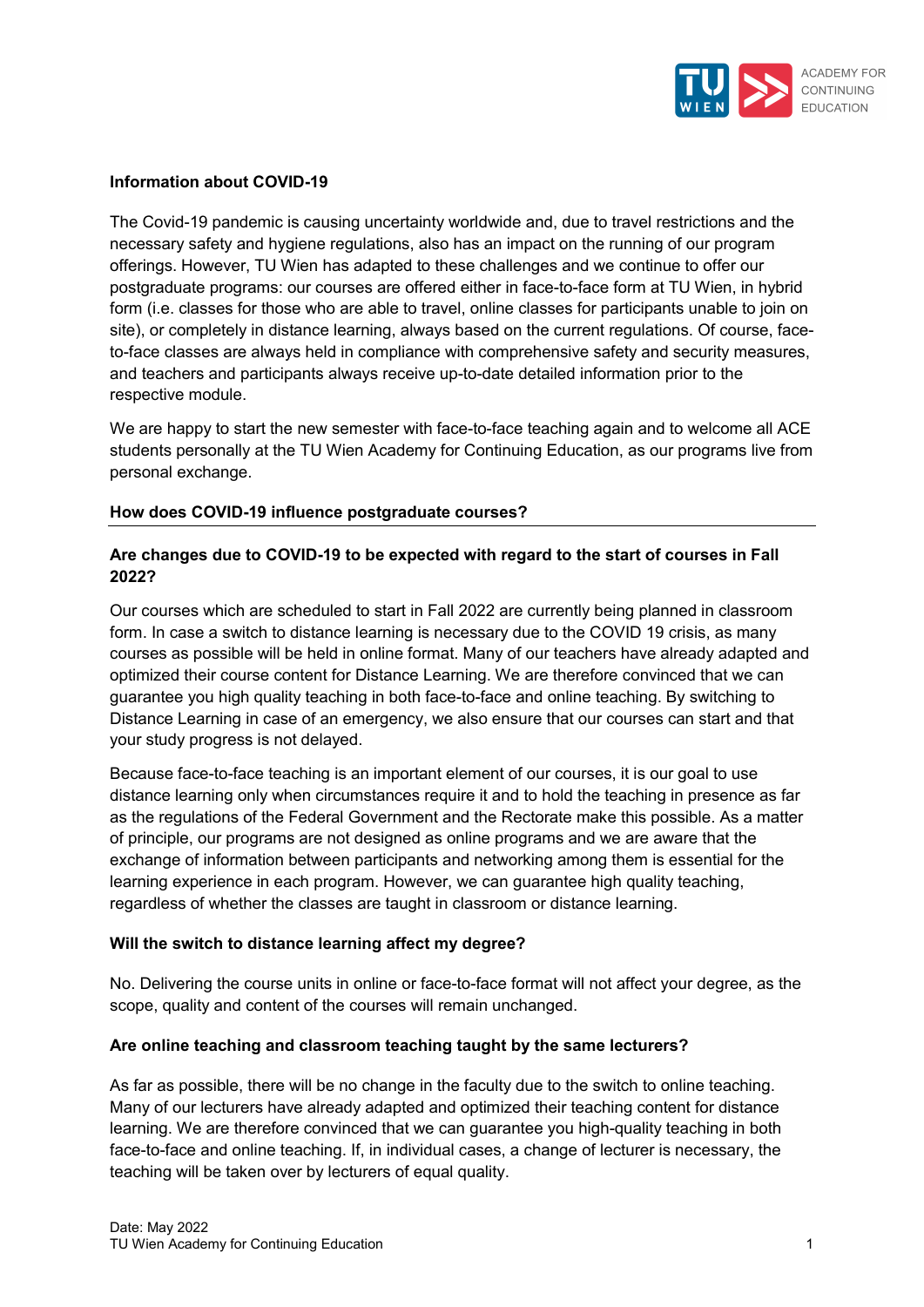## Information about COVID-19

The Covid-19 pandemic is causing uncertainty worldwide and, due to travel restrictions and the necessary safety and hygiene regulations, also has an impact on the running of our program offerings. However, TU Wien has adapted to these challenges and we continue to offer our postgraduate programs: our courses are offered either in face-to-face form at TU Wien, in hybrid form (i.e. classes for those who are able to travel, online classes for participants unable to join on site), or completely in distance learning, always based on the current regulations. Of course, face-to-face classes are always held in compliance with comprehensive safety and security measures, and teachers and participants always receive up-to-date detailed information prior to the respective module.

We are happy to start the new semester with face-to-face teaching again and to welcome all ACE students personally at the TU Wien Academy for Continuing Education, as our programs live from personal exchange.

## How does COVID-19 influence postgraduate courses?

### Are changes due to COVID-19 to be expected with regard to the start of courses in Fall 2022?

Our courses which are scheduled to start in Fall 2022 are currently being planned in classroom form. In case a switch to distance learning is necessary due to the COVID 19 crisis, as many courses as possible will be held in online format. Many of our teachers have already adapted and optimized their course content for Distance Learning. We are therefore convinced that we can guarantee you high quality teaching in both face-to-face and online teaching. By switching to Distance Learning in case of an emergency, we also ensure that our courses can start and that your study progress is not delayed.

Because face-to-face teaching is an important element of our courses, it is our goal to use distance learning only when circumstances require it and to hold the teaching in presence as far as the regulations of the Federal Government and the Rectorate make this possible. As a matter of principle, our programs are not designed as online programs and we are aware that the exchange of information between participants and networking among them is essential for the learning experience in each program. However, we can guarantee high quality teaching, regardless of whether the classes are taught in classroom or distance learning.

### Will the switch to distance learning affect my degree?

No. Delivering the course units in online or face-to-face format will not affect your degree, as the scope, quality and content of the courses will remain unchanged.

### Are online teaching and classroom teaching taught by the same lecturers?

As far as possible, there will be no change in the faculty due to the switch to online teaching. Many of our lecturers have already adapted and optimized their teaching content for distance learning. We are therefore convinced that we can guarantee you high-quality teaching in both face-to-face and online teaching. If, in individual cases, a change of lecturer is necessary, the teaching will be taken over by lecturers of equal quality.

Date: May 2022
TU Wien Academy for Continuing Education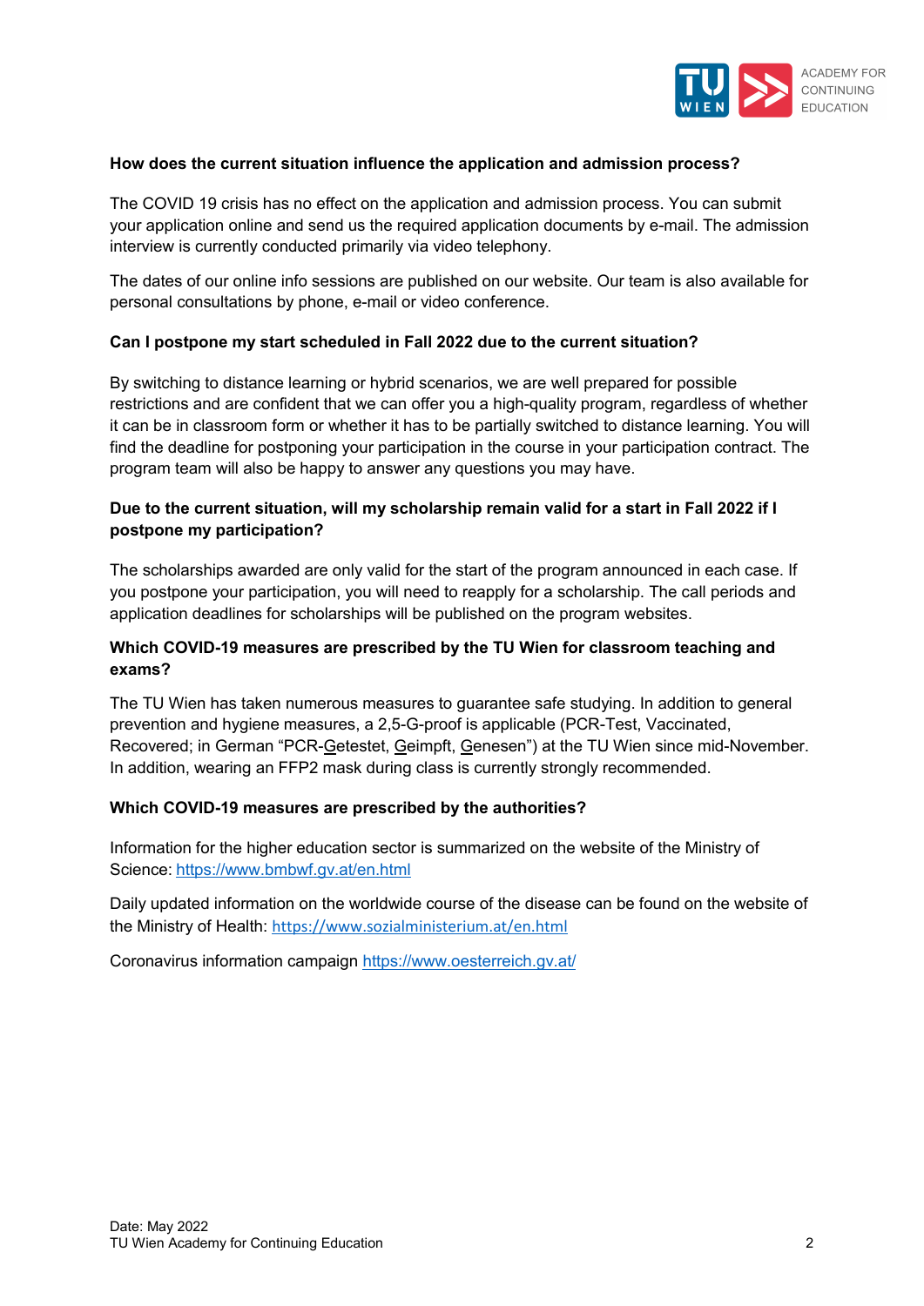**How does the current situation influence the application and admission process?**

The COVID 19 crisis has no effect on the application and admission process. You can submit your application online and send us the required application documents by e-mail. The admission interview is currently conducted primarily via video telephony.

The dates of our online info sessions are published on our website. Our team is also available for personal consultations by phone, e-mail or video conference.

**Can I postpone my start scheduled in Fall 2022 due to the current situation?**

By switching to distance learning or hybrid scenarios, we are well prepared for possible restrictions and are confident that we can offer you a high-quality program, regardless of whether it can be in classroom form or whether it has to be partially switched to distance learning. You will find the deadline for postponing your participation in the course in your participation contract. The program team will also be happy to answer any questions you may have.

**Due to the current situation, will my scholarship remain valid for a start in Fall 2022 if I postpone my participation?**

The scholarships awarded are only valid for the start of the program announced in each case. If you postpone your participation, you will need to reapply for a scholarship. The call periods and application deadlines for scholarships will be published on the program websites.

**Which COVID-19 measures are prescribed by the TU Wien for classroom teaching and exams?**

The TU Wien has taken numerous measures to guarantee safe studying. In addition to general prevention and hygiene measures, a 2,5-G-proof is applicable (PCR-Test, Vaccinated, Recovered; in German "PCR-Getestet, Geimpft, Genesen") at the TU Wien since mid-November. In addition, wearing an FFP2 mask during class is currently strongly recommended.

**Which COVID-19 measures are prescribed by the authorities?**

Information for the higher education sector is summarized on the website of the Ministry of Science: https://www.bmbwf.gv.at/en.html

Daily updated information on the worldwide course of the disease can be found on the website of the Ministry of Health: https://www.sozialministerium.at/en.html

Coronavirus information campaign https://www.oesterreich.gv.at/

Date: May 2022
TU Wien Academy for Continuing Education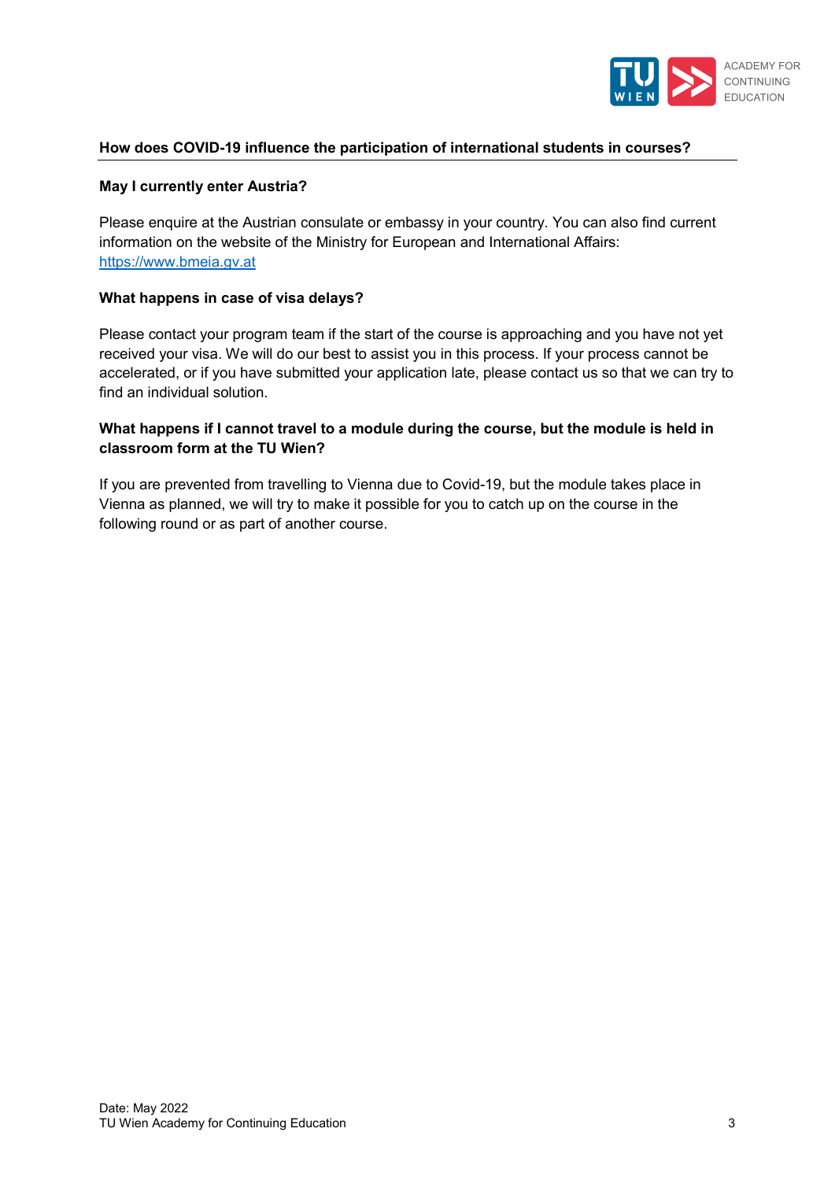## How does COVID-19 influence the participation of international students in courses?

### May I currently enter Austria?

Please enquire at the Austrian consulate or embassy in your country. You can also find current information on the website of the Ministry for European and International Affairs: [https://www.bmeia.gv.at](https://www.bmeia.gv.at)

### What happens in case of visa delays?

Please contact your program team if the start of the course is approaching and you have not yet received your visa. We will do our best to assist you in this process. If your process cannot be accelerated, or if you have submitted your application late, please contact us so that we can try to find an individual solution.

### What happens if I cannot travel to a module during the course, but the module is held in classroom form at the TU Wien?

If you are prevented from travelling to Vienna due to Covid-19, but the module takes place in Vienna as planned, we will try to make it possible for you to catch up on the course in the following round or as part of another course.

Date: May 2022
TU Wien Academy for Continuing Education